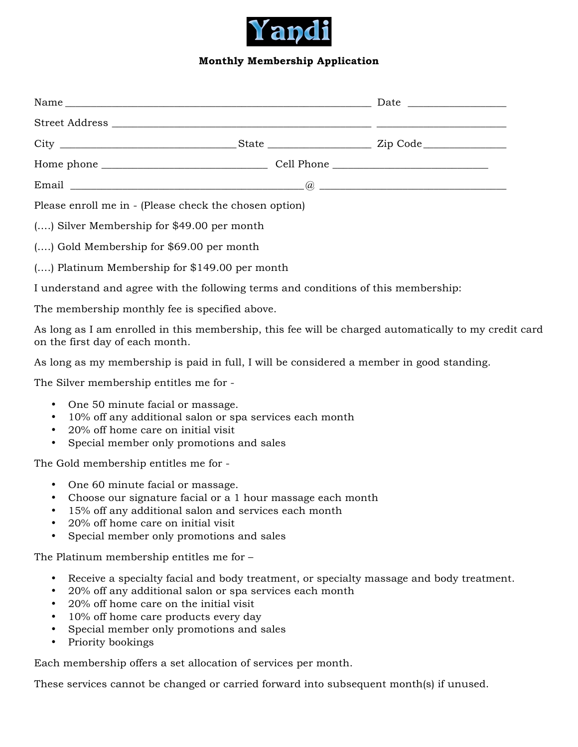# Yandi

**Monthly Membership Application**

Name ___________________________________________________________ Date __________________

Street Address ___________________________________________________ ________________________

City ________________________________State __________________ Zip Code_______________

Home phone ______________________________ Cell Phone ____________________________

Email __________________________________________@ __________________________________

Please enroll me in - (Please check the chosen option)

(….) Silver Membership for $49.00 per month

(….) Gold Membership for $69.00 per month

(….) Platinum Membership for $149.00 per month

I understand and agree with the following terms and conditions of this membership:

The membership monthly fee is specified above.

As long as I am enrolled in this membership, this fee will be charged automatically to my credit card on the first day of each month.

As long as my membership is paid in full, I will be considered a member in good standing.

The Silver membership entitles me for -

- One 50 minute facial or massage.
- 10% off any additional salon or spa services each month
- 20% off home care on initial visit
- Special member only promotions and sales

The Gold membership entitles me for -

- One 60 minute facial or massage.
- Choose our signature facial or a 1 hour massage each month
- 15% off any additional salon and services each month
- 20% off home care on initial visit
- Special member only promotions and sales

The Platinum membership entitles me for –

- Receive a specialty facial and body treatment, or specialty massage and body treatment.
- 20% off any additional salon or spa services each month
- 20% off home care on the initial visit
- 10% off home care products every day
- Special member only promotions and sales
- Priority bookings

Each membership offers a set allocation of services per month.

These services cannot be changed or carried forward into subsequent month(s) if unused.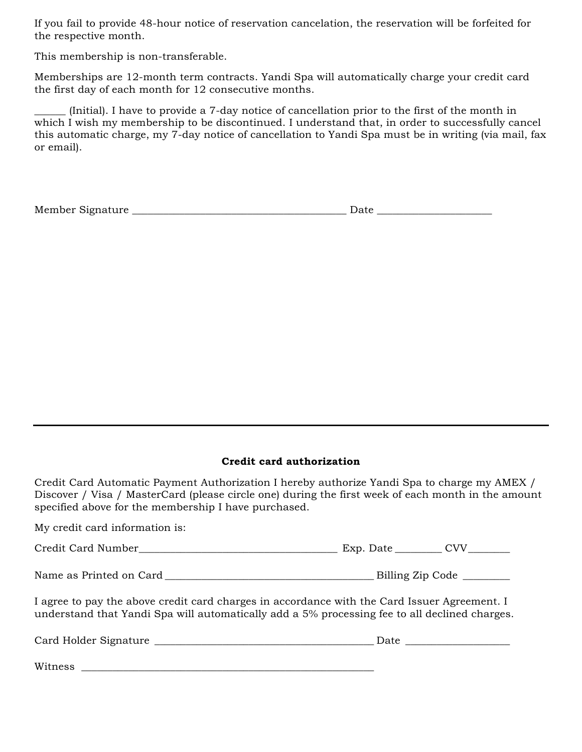If you fail to provide 48-hour notice of reservation cancelation, the reservation will be forfeited for the respective month.

This membership is non-transferable.

Memberships are 12-month term contracts. Yandi Spa will automatically charge your credit card the first day of each month for 12 consecutive months.

______ (Initial). I have to provide a 7-day notice of cancellation prior to the first of the month in which I wish my membership to be discontinued. I understand that, in order to successfully cancel this automatic charge, my 7-day notice of cancellation to Yandi Spa must be in writing (via mail, fax or email).

Member Signature ________________________________________ Date _____________________

---

**Credit card authorization**

Credit Card Automatic Payment Authorization I hereby authorize Yandi Spa to charge my AMEX / Discover / Visa / MasterCard (please circle one) during the first week of each month in the amount specified above for the membership I have purchased.

My credit card information is:

Credit Card Number_____________________________________ Exp. Date ________ CVV_______

Name as Printed on Card _______________________________________ Billing Zip Code ________

I agree to pay the above credit card charges in accordance with the Card Issuer Agreement. I understand that Yandi Spa will automatically add a 5% processing fee to all declined charges.

Card Holder Signature _________________________________________ Date __________________

Witness _______________________________________________________